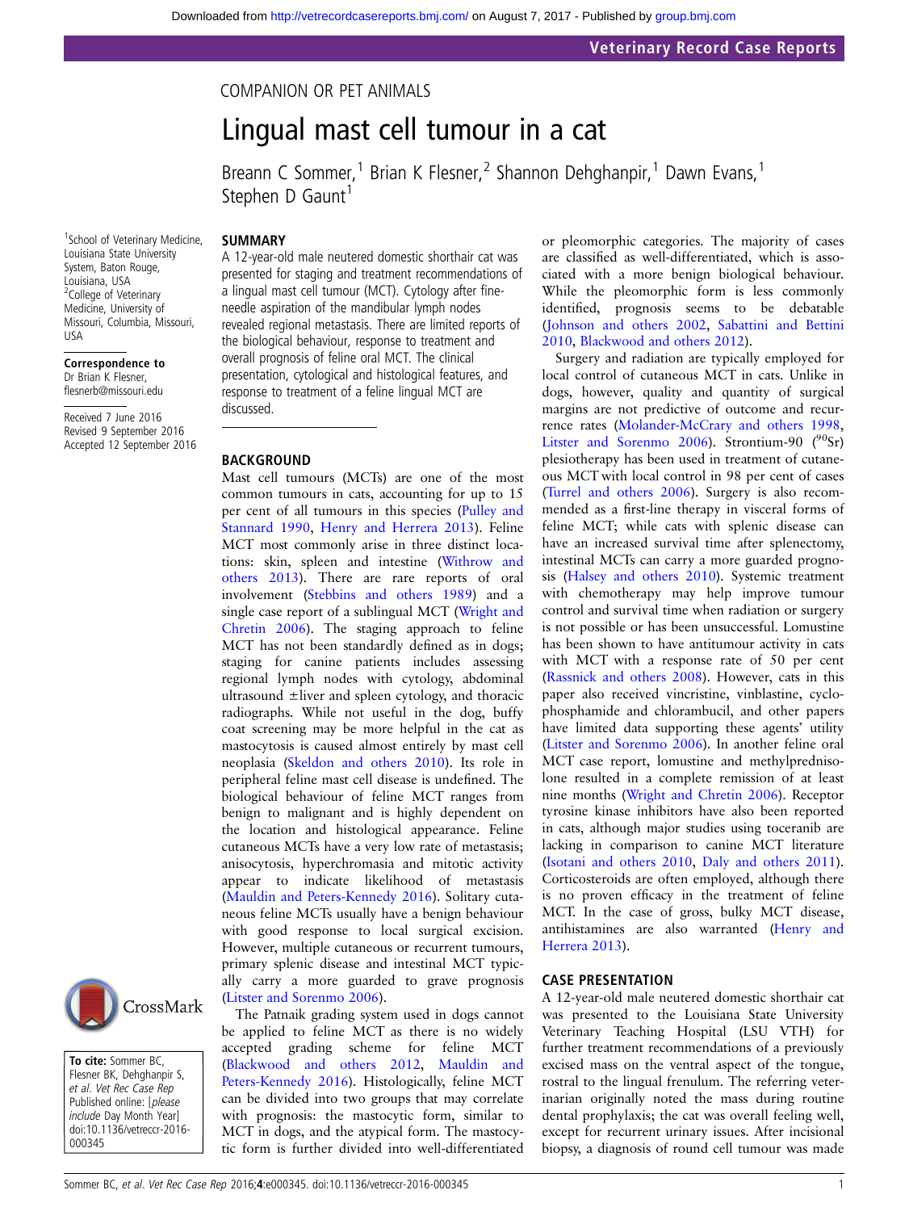COMPANION OR PET ANIMALS

# Lingual mast cell tumour in a cat

Breann C Sommer,[1] Brian K Flesner,[2] Shannon Dehghanpir,[1] Dawn Evans,[1] Stephen D Gaunt[1]

[1]School of Veterinary Medicine, Louisiana State University System, Baton Rouge, Louisiana, USA
[2]College of Veterinary Medicine, University of Missouri, Columbia, Missouri, USA

**Correspondence to**
Dr Brian K Flesner, flesnerb@missouri.edu

Received 7 June 2016
Revised 9 September 2016
Accepted 12 September 2016

## SUMMARY

A 12-year-old male neutered domestic shorthair cat was presented for staging and treatment recommendations of a lingual mast cell tumour (MCT). Cytology after fine-needle aspiration of the mandibular lymph nodes revealed regional metastasis. There are limited reports of the biological behaviour, response to treatment and overall prognosis of feline oral MCT. The clinical presentation, cytological and histological features, and response to treatment of a feline lingual MCT are discussed.

## BACKGROUND

Mast cell tumours (MCTs) are one of the most common tumours in cats, accounting for up to 15 per cent of all tumours in this species (Pulley and Stannard 1990, Henry and Herrera 2013). Feline MCT most commonly arise in three distinct locations: skin, spleen and intestine (Withrow and others 2013). There are rare reports of oral involvement (Stebbins and others 1989) and a single case report of a sublingual MCT (Wright and Chretin 2006). The staging approach to feline MCT has not been standardly defined as in dogs; staging for canine patients includes assessing regional lymph nodes with cytology, abdominal ultrasound ±liver and spleen cytology, and thoracic radiographs. While not useful in the dog, buffy coat screening may be more helpful in the cat as mastocytosis is caused almost entirely by mast cell neoplasia (Skeldon and others 2010). Its role in peripheral feline mast cell disease is undefined. The biological behaviour of feline MCT ranges from benign to malignant and is highly dependent on the location and histological appearance. Feline cutaneous MCTs have a very low rate of metastasis; anisocytosis, hyperchromasia and mitotic activity appear to indicate likelihood of metastasis (Mauldin and Peters-Kennedy 2016). Solitary cutaneous feline MCTs usually have a benign behaviour with good response to local surgical excision. However, multiple cutaneous or recurrent tumours, primary splenic disease and intestinal MCT typically carry a more guarded to grave prognosis (Litster and Sorenmo 2006).

The Patnaik grading system used in dogs cannot be applied to feline MCT as there is no widely accepted grading scheme for feline MCT (Blackwood and others 2012, Mauldin and Peters-Kennedy 2016). Histologically, feline MCT can be divided into two groups that may correlate with prognosis: the mastocytic form, similar to MCT in dogs, and the atypical form. The mastocytic form is further divided into well-differentiated or pleomorphic categories. The majority of cases are classified as well-differentiated, which is associated with a more benign biological behaviour. While the pleomorphic form is less commonly identified, prognosis seems to be debatable (Johnson and others 2002, Sabattini and Bettini 2010, Blackwood and others 2012).

Surgery and radiation are typically employed for local control of cutaneous MCT in cats. Unlike in dogs, however, quality and quantity of surgical margins are not predictive of outcome and recurrence rates (Molander-McCrary and others 1998, Litster and Sorenmo 2006). Strontium-90 ($^{90}$Sr) plesiotherapy has been used in treatment of cutaneous MCT with local control in 98 per cent of cases (Turrel and others 2006). Surgery is also recommended as a first-line therapy in visceral forms of feline MCT; while cats with splenic disease can have an increased survival time after splenectomy, intestinal MCTs can carry a more guarded prognosis (Halsey and others 2010). Systemic treatment with chemotherapy may help improve tumour control and survival time when radiation or surgery is not possible or has been unsuccessful. Lomustine has been shown to have antitumour activity in cats with MCT with a response rate of 50 per cent (Rassnick and others 2008). However, cats in this paper also received vincristine, vinblastine, cyclophosphamide and chlorambucil, and other papers have limited data supporting these agents' utility (Litster and Sorenmo 2006). In another feline oral MCT case report, lomustine and methylprednisolone resulted in a complete remission of at least nine months (Wright and Chretin 2006). Receptor tyrosine kinase inhibitors have also been reported in cats, although major studies using toceranib are lacking in comparison to canine MCT literature (Isotani and others 2010, Daly and others 2011). Corticosteroids are often employed, although there is no proven efficacy in the treatment of feline MCT. In the case of gross, bulky MCT disease, antihistamines are also warranted (Henry and Herrera 2013).

## CASE PRESENTATION

A 12-year-old male neutered domestic shorthair cat was presented to the Louisiana State University Veterinary Teaching Hospital (LSU VTH) for further treatment recommendations of a previously excised mass on the ventral aspect of the tongue, rostral to the lingual frenulum. The referring veterinarian originally noted the mass during routine dental prophylaxis; the cat was overall feeling well, except for recurrent urinary issues. After incisional biopsy, a diagnosis of round cell tumour was made

**To cite:** Sommer BC, Flesner BK, Dehghanpir S, *et al*. *Vet Rec Case Rep* Published online: [*please include* Day Month Year] doi:10.1136/vetreccr-2016-000345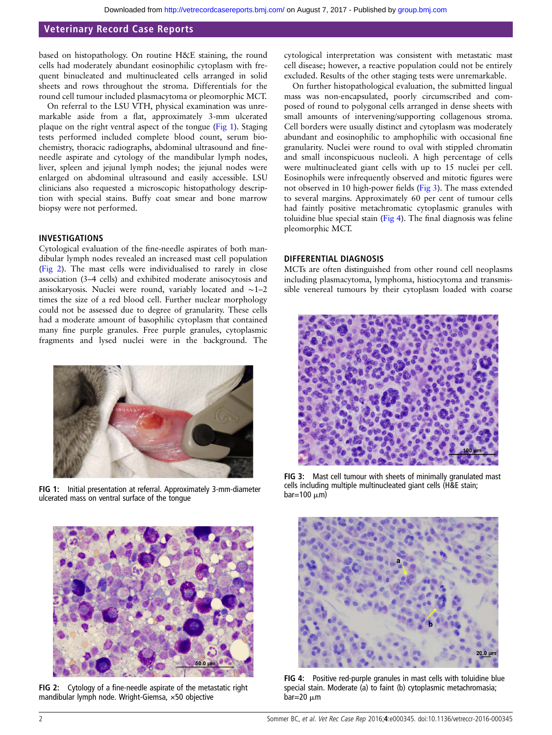based on histopathology. On routine H&E staining, the round cells had moderately abundant eosinophilic cytoplasm with frequent binucleated and multinucleated cells arranged in solid sheets and rows throughout the stroma. Differentials for the round cell tumour included plasmacytoma or pleomorphic MCT.

On referral to the LSU VTH, physical examination was unremarkable aside from a flat, approximately 3-mm ulcerated plaque on the right ventral aspect of the tongue (Fig 1). Staging tests performed included complete blood count, serum biochemistry, thoracic radiographs, abdominal ultrasound and fine-needle aspirate and cytology of the mandibular lymph nodes, liver, spleen and jejunal lymph nodes; the jejunal nodes were enlarged on abdominal ultrasound and easily accessible. LSU clinicians also requested a microscopic histopathology description with special stains. Buffy coat smear and bone marrow biopsy were not performed.

## INVESTIGATIONS

Cytological evaluation of the fine-needle aspirates of both mandibular lymph nodes revealed an increased mast cell population (Fig 2). The mast cells were individualised to rarely in close association (3–4 cells) and exhibited moderate anisocytosis and anisokaryosis. Nuclei were round, variably located and ~1–2 times the size of a red blood cell. Further nuclear morphology could not be assessed due to degree of granularity. These cells had a moderate amount of basophilic cytoplasm that contained many fine purple granules. Free purple granules, cytoplasmic fragments and lysed nuclei were in the background. The cytological interpretation was consistent with metastatic mast cell disease; however, a reactive population could not be entirely excluded. Results of the other staging tests were unremarkable.

On further histopathological evaluation, the submitted lingual mass was non-encapsulated, poorly circumscribed and composed of round to polygonal cells arranged in dense sheets with small amounts of intervening/supporting collagenous stroma. Cell borders were usually distinct and cytoplasm was moderately abundant and eosinophilic to amphophilic with occasional fine granularity. Nuclei were round to oval with stippled chromatin and small inconspicuous nucleoli. A high percentage of cells were multinucleated giant cells with up to 15 nuclei per cell. Eosinophils were infrequently observed and mitotic figures were not observed in 10 high-power fields (Fig 3). The mass extended to several margins. Approximately 60 per cent of tumour cells had faintly positive metachromatic cytoplasmic granules with toluidine blue special stain (Fig 4). The final diagnosis was feline pleomorphic MCT.

## DIFFERENTIAL DIAGNOSIS

MCTs are often distinguished from other round cell neoplasms including plasmacytoma, lymphoma, histiocytoma and transmissible venereal tumours by their cytoplasm loaded with coarse

FIG 1: Initial presentation at referral. Approximately 3-mm-diameter ulcerated mass on ventral surface of the tongue

FIG 2: Cytology of a fine-needle aspirate of the metastatic right mandibular lymph node. Wright-Giemsa, ×50 objective

FIG 3: Mast cell tumour with sheets of minimally granulated mast cells including multiple multinucleated giant cells (H&E stain; bar=100 μm)

FIG 4: Positive red-purple granules in mast cells with toluidine blue special stain. Moderate (a) to faint (b) cytoplasmic metachromasia; bar=20 μm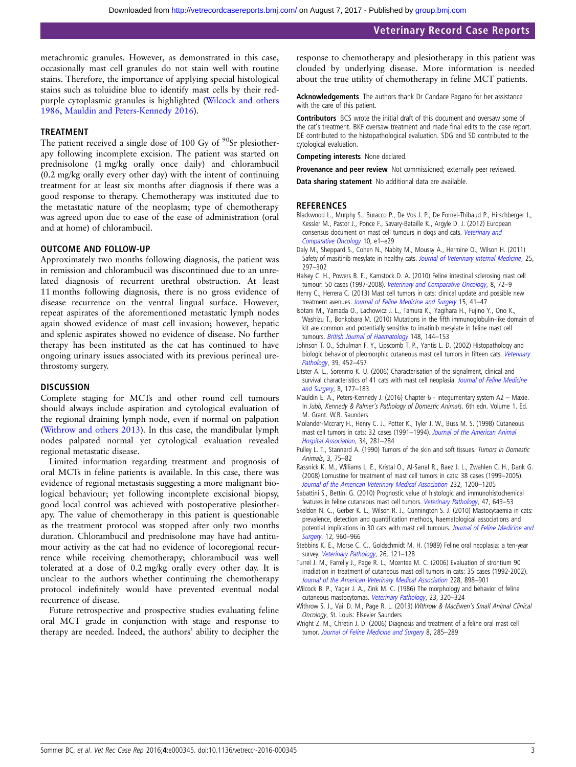metachromic granules. However, as demonstrated in this case, occasionally mast cell granules do not stain well with routine stains. Therefore, the importance of applying special histological stains such as toluidine blue to identify mast cells by their red-purple cytoplasmic granules is highlighted (Wilcock and others 1986, Mauldin and Peters-Kennedy 2016).

## TREATMENT

The patient received a single dose of 100 Gy of $^{90}$Sr plesiotherapy following incomplete excision. The patient was started on prednisolone (1 mg/kg orally once daily) and chlorambucil (0.2 mg/kg orally every other day) with the intent of continuing treatment for at least six months after diagnosis if there was a good response to therapy. Chemotherapy was instituted due to the metastatic nature of the neoplasm; type of chemotherapy was agreed upon due to ease of the ease of administration (oral and at home) of chlorambucil.

## OUTCOME AND FOLLOW-UP

Approximately two months following diagnosis, the patient was in remission and chlorambucil was discontinued due to an unrelated diagnosis of recurrent urethral obstruction. At least 11 months following diagnosis, there is no gross evidence of disease recurrence on the ventral lingual surface. However, repeat aspirates of the aforementioned metastatic lymph nodes again showed evidence of mast cell invasion; however, hepatic and splenic aspirates showed no evidence of disease. No further therapy has been instituted as the cat has continued to have ongoing urinary issues associated with its previous perineal urethrostomy surgery.

## DISCUSSION

Complete staging for MCTs and other round cell tumours should always include aspiration and cytological evaluation of the regional draining lymph node, even if normal on palpation (Withrow and others 2013). In this case, the mandibular lymph nodes palpated normal yet cytological evaluation revealed regional metastatic disease.

Limited information regarding treatment and prognosis of oral MCTs in feline patients is available. In this case, there was evidence of regional metastasis suggesting a more malignant biological behaviour; yet following incomplete excisional biopsy, good local control was achieved with postoperative plesiotherapy. The value of chemotherapy in this patient is questionable as the treatment protocol was stopped after only two months duration. Chlorambucil and prednisolone may have had antitumour activity as the cat had no evidence of locoregional recurrence while receiving chemotherapy; chlorambucil was well tolerated at a dose of 0.2 mg/kg orally every other day. It is unclear to the authors whether continuing the chemotherapy protocol indefinitely would have prevented eventual nodal recurrence of disease.

Future retrospective and prospective studies evaluating feline oral MCT grade in conjunction with stage and response to therapy are needed. Indeed, the authors' ability to decipher the response to chemotherapy and plesiotherapy in this patient was clouded by underlying disease. More information is needed about the true utility of chemotherapy in feline MCT patients.

**Acknowledgements** The authors thank Dr Candace Pagano for her assistance with the care of this patient.

**Contributors** BCS wrote the initial draft of this document and oversaw some of the cat's treatment. BKF oversaw treatment and made final edits to the case report. DE contributed to the histopathological evaluation. SDG and SD contributed to the cytological evaluation.

**Competing interests** None declared.

**Provenance and peer review** Not commissioned; externally peer reviewed.

**Data sharing statement** No additional data are available.

## REFERENCES

Blackwood L., Murphy S., Buracco P., De Vos J. P., De Fornel-Thibaud P., Hirschberger J., Kessler M., Pastor J., Ponce F., Savary-Bataille K., Argyle D. J. (2012) European consensus document on mast cell tumours in dogs and cats. *Veterinary and Comparative Oncology* 10, e1–e29

Daly M., Sheppard S., Cohen N., Nabity M., Moussy A., Hermine O., Wilson H. (2011) Safety of masitinib mesylate in healthy cats. *Journal of Veterinary Internal Medicine*, 25, 297–302

Halsey C. H., Powers B. E., Kamstock D. A. (2010) Feline intestinal sclerosing mast cell tumour: 50 cases (1997-2008). *Veterinary and Comparative Oncology*, 8, 72–9

Henry C., Herrera C. (2013) Mast cell tumors in cats: clinical update and possible new treatment avenues. *Journal of Feline Medicine and Surgery* 15, 41–47

Isotani M., Yamada O., Lachowicz J. L., Tamura K., Yagihara H., Fujino Y., Ono K., Washizu T., Bonkobara M. (2010) Mutations in the fifth immunoglobulin-like domain of kit are common and potentially sensitive to imatinib mesylate in feline mast cell tumours. *British Journal of Haematology* 148, 144–153

Johnson T. O., Schulman F. Y., Lipscomb T. P., Yantis L. D. (2002) Histopathology and biologic behavior of pleomorphic cutaneous mast cell tumors in fifteen cats. *Veterinary Pathology*, 39, 452–457

Litster A. L., Sorenmo K. U. (2006) Characterisation of the signalment, clinical and survival characteristics of 41 cats with mast cell neoplasia. *Journal of Feline Medicine and Surgery*, 8, 177–183

Mauldin E. A., Peters-Kennedy J. (2016) Chapter 6 - integumentary system A2 – Maxie. In *Jubb, Kennedy & Palmer's Pathology of Domestic Animals*. 6th edn. Volume 1. Ed. M. Grant. W.B. Saunders

Molander-Mccrary H., Henry C. J., Potter K., Tyler J. W., Buss M. S. (1998) Cutaneous mast cell tumors in cats: 32 cases (1991–1994). *Journal of the American Animal Hospital Association*, 34, 281–284

Pulley L. T., Stannard A. (1990) Tumors of the skin and soft tissues. *Tumors in Domestic Animals*, 3, 75–82

Rassnick K. M., Williams L. E., Kristal O., Al-Sarraf R., Baez J. L., Zwahlen C. H., Dank G. (2008) Lomustine for treatment of mast cell tumors in cats: 38 cases (1999–2005). *Journal of the American Veterinary Medical Association* 232, 1200–1205

Sabattini S., Bettini G. (2010) Prognostic value of histologic and immunohistochemical features in feline cutaneous mast cell tumors. *Veterinary Pathology*, 47, 643–53

Skeldon N. C., Gerber K. L., Wilson R. J., Cunnington S. J. (2010) Mastocytaemia in cats: prevalence, detection and quantification methods, haematological associations and potential implications in 30 cats with mast cell tumours. *Journal of Feline Medicine and Surgery*, 12, 960–966

Stebbins K. E., Morse C. C., Goldschmidt M. H. (1989) Feline oral neoplasia: a ten-year survey. *Veterinary Pathology*, 26, 121–128

Turrel J. M., Farrelly J., Page R. L., Mcentee M. C. (2006) Evaluation of strontium 90 irradiation in treatment of cutaneous mast cell tumors in cats: 35 cases (1992-2002). *Journal of the American Veterinary Medical Association* 228, 898–901

Wilcock B. P., Yager J. A., Zink M. C. (1986) The morphology and behavior of feline cutaneous mastocytomas. *Veterinary Pathology*, 23, 320–324

Withrow S. J., Vail D. M., Page R. L. (2013) *Withrow & MacEwen's Small Animal Clinical Oncology*, St. Louis: Elsevier Saunders

Wright Z. M., Chretin J. D. (2006) Diagnosis and treatment of a feline oral mast cell tumor. *Journal of Feline Medicine and Surgery* 8, 285–289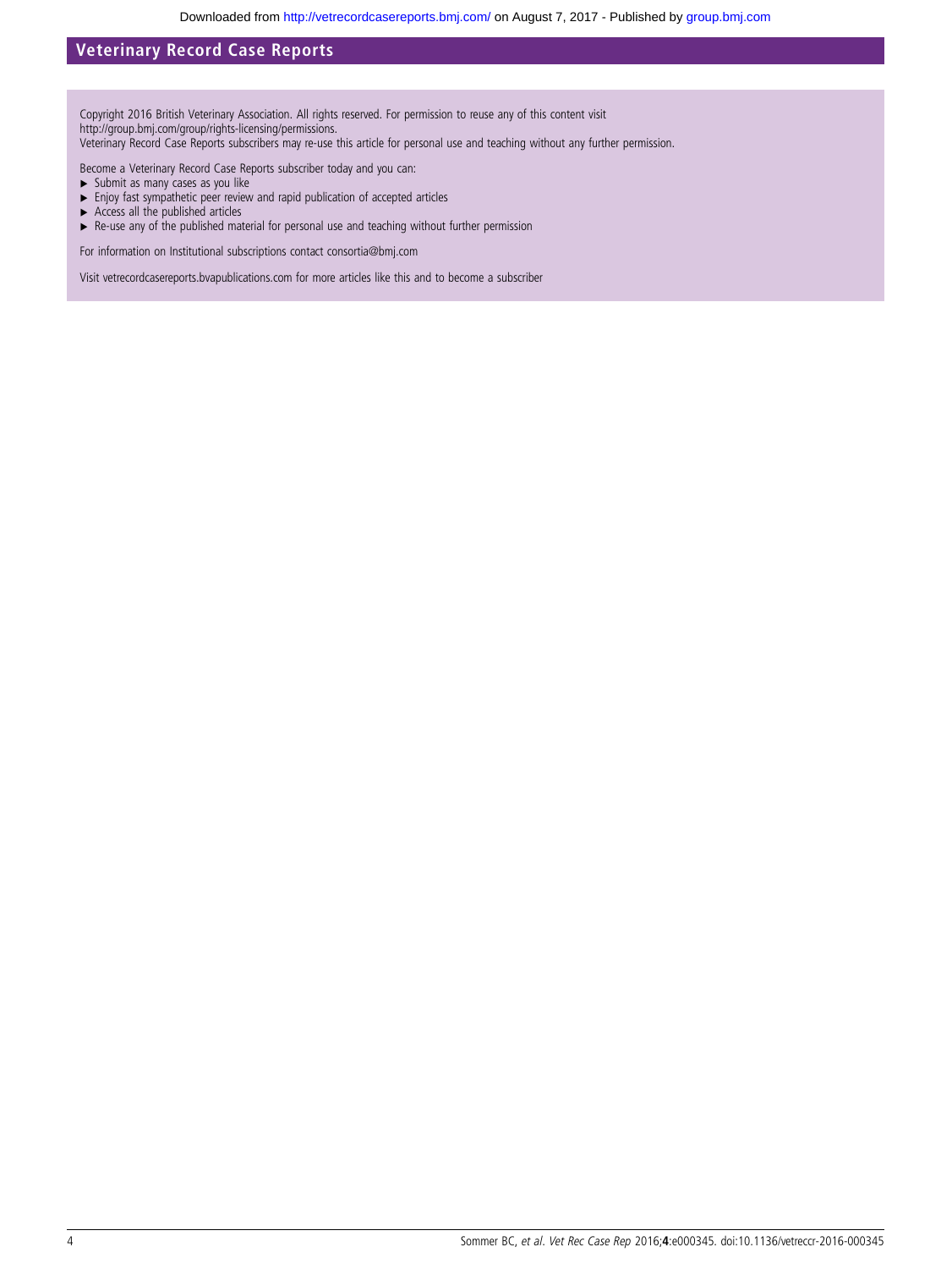Copyright 2016 British Veterinary Association. All rights reserved. For permission to reuse any of this content visit http://group.bmj.com/group/rights-licensing/permissions.
Veterinary Record Case Reports subscribers may re-use this article for personal use and teaching without any further permission.

Become a Veterinary Record Case Reports subscriber today and you can:

- Submit as many cases as you like
- Enjoy fast sympathetic peer review and rapid publication of accepted articles
- Access all the published articles
- Re-use any of the published material for personal use and teaching without further permission

For information on Institutional subscriptions contact consortia@bmj.com

Visit vetrecordcasereports.bvapublications.com for more articles like this and to become a subscriber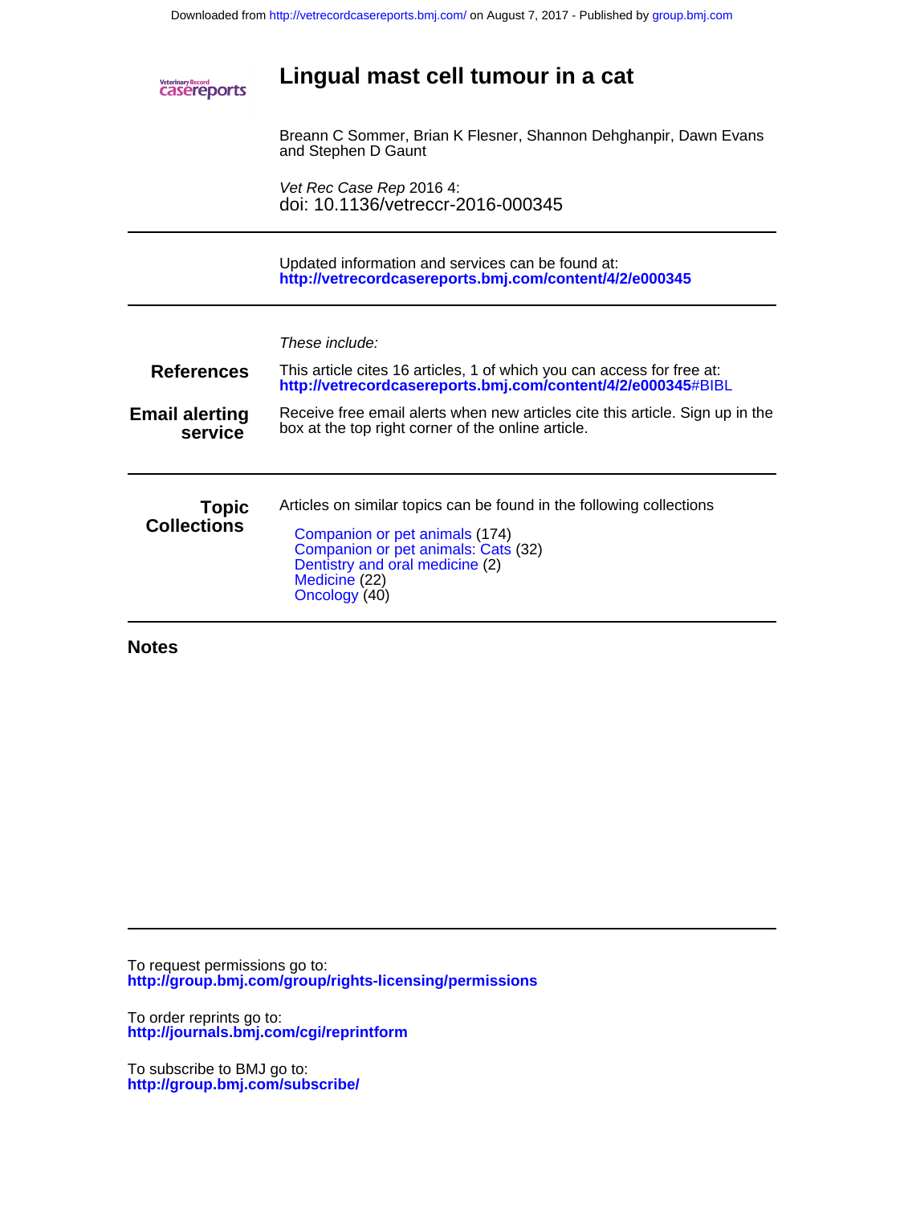Downloaded from http://vetrecordcasereports.bmj.com/ on August 7, 2017 - Published by group.bmj.com

Veterinary Record casereports

# Lingual mast cell tumour in a cat

Breann C Sommer, Brian K Flesner, Shannon Dehghanpir, Dawn Evans and Stephen D Gaunt

*Vet Rec Case Rep* 2016 4:
doi: 10.1136/vetreccr-2016-000345

Updated information and services can be found at:
**http://vetrecordcasereports.bmj.com/content/4/2/e000345**

*These include:*

**References**

This article cites 16 articles, 1 of which you can access for free at:
**http://vetrecordcasereports.bmj.com/content/4/2/e000345**#BIBL

**Email alerting service**

Receive free email alerts when new articles cite this article. Sign up in the box at the top right corner of the online article.

**Topic Collections**

Articles on similar topics can be found in the following collections

- Companion or pet animals (174)
- Companion or pet animals: Cats (32)
- Dentistry and oral medicine (2)
- Medicine (22)
- Oncology (40)

## Notes

To request permissions go to:
**http://group.bmj.com/group/rights-licensing/permissions**

To order reprints go to:
**http://journals.bmj.com/cgi/reprintform**

To subscribe to BMJ go to:
**http://group.bmj.com/subscribe/**